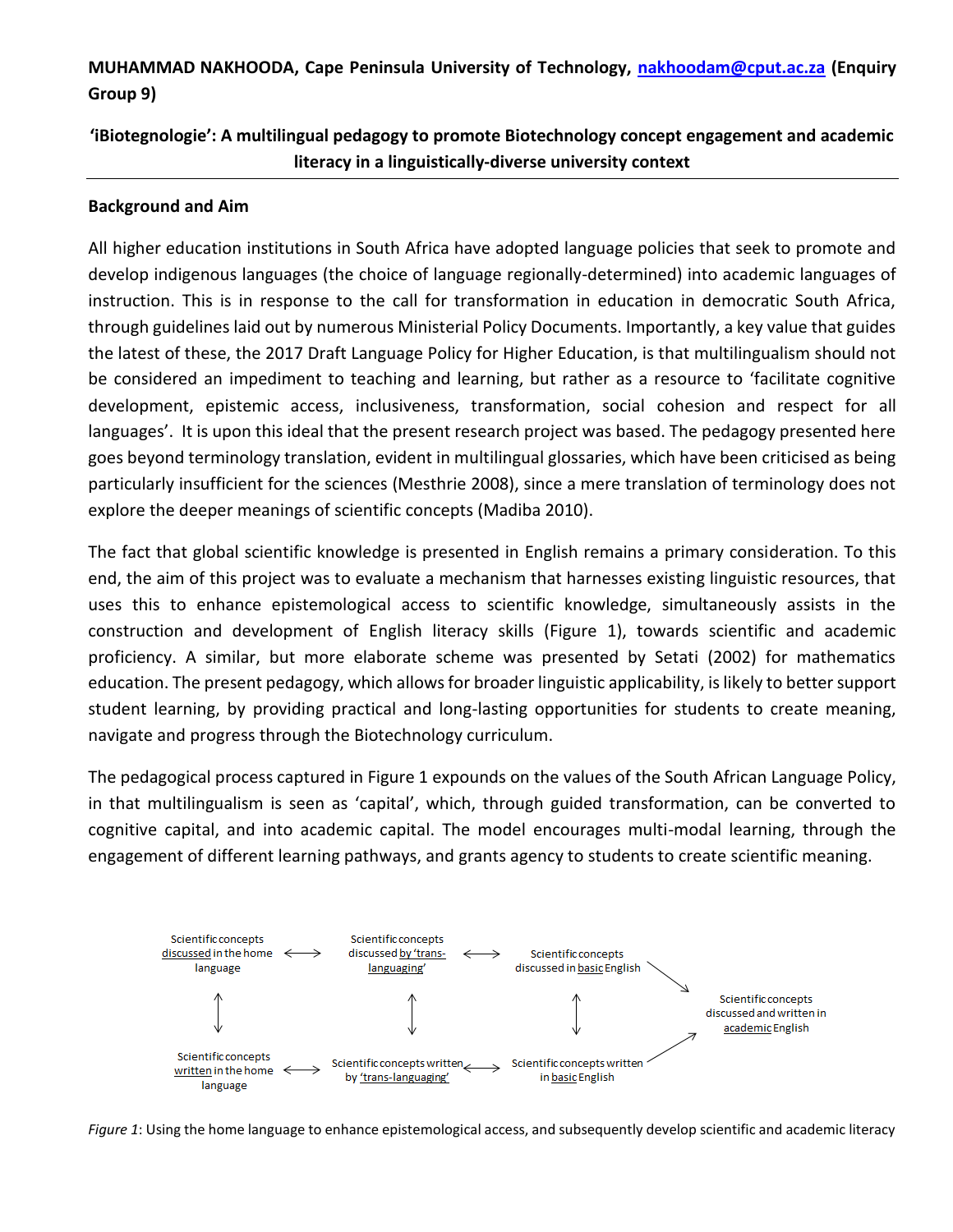**MUHAMMAD NAKHOODA, Cape Peninsula University of Technology, nakhoodam@cput.ac.za (Enquiry Group 9)**

## 'iBiotegnologie': A multilingual pedagogy to promote Biotechnology concept engagement and academic literacy in a linguistically-diverse university context

### Background and Aim

All higher education institutions in South Africa have adopted language policies that seek to promote and develop indigenous languages (the choice of language regionally-determined) into academic languages of instruction. This is in response to the call for transformation in education in democratic South Africa, through guidelines laid out by numerous Ministerial Policy Documents. Importantly, a key value that guides the latest of these, the 2017 Draft Language Policy for Higher Education, is that multilingualism should not be considered an impediment to teaching and learning, but rather as a resource to 'facilitate cognitive development, epistemic access, inclusiveness, transformation, social cohesion and respect for all languages'. It is upon this ideal that the present research project was based. The pedagogy presented here goes beyond terminology translation, evident in multilingual glossaries, which have been criticised as being particularly insufficient for the sciences (Mesthrie 2008), since a mere translation of terminology does not explore the deeper meanings of scientific concepts (Madiba 2010).

The fact that global scientific knowledge is presented in English remains a primary consideration. To this end, the aim of this project was to evaluate a mechanism that harnesses existing linguistic resources, that uses this to enhance epistemological access to scientific knowledge, simultaneously assists in the construction and development of English literacy skills (Figure 1), towards scientific and academic proficiency. A similar, but more elaborate scheme was presented by Setati (2002) for mathematics education. The present pedagogy, which allows for broader linguistic applicability, is likely to better support student learning, by providing practical and long-lasting opportunities for students to create meaning, navigate and progress through the Biotechnology curriculum.

The pedagogical process captured in Figure 1 expounds on the values of the South African Language Policy, in that multilingualism is seen as 'capital', which, through guided transformation, can be converted to cognitive capital, and into academic capital. The model encourages multi-modal learning, through the engagement of different learning pathways, and grants agency to students to create scientific meaning.

| | | | |
|---|---|---|---|
| Scientific concepts <u>discussed</u> in the home language ↔ | Scientific concepts discussed <u>by 'trans-languaging'</u> ↔ | Scientific concepts discussed in <u>basic</u> English ↘ | |
| ↕ | ↕ | ↕ | Scientific concepts discussed and written in <u>academic</u> English |
| Scientific concepts <u>written</u> in the home language ↔ | Scientific concepts written by <u>'trans-languaging'</u> ↔ | Scientific concepts written in <u>basic</u> English ↗ | |

*Figure 1*: Using the home language to enhance epistemological access, and subsequently develop scientific and academic literacy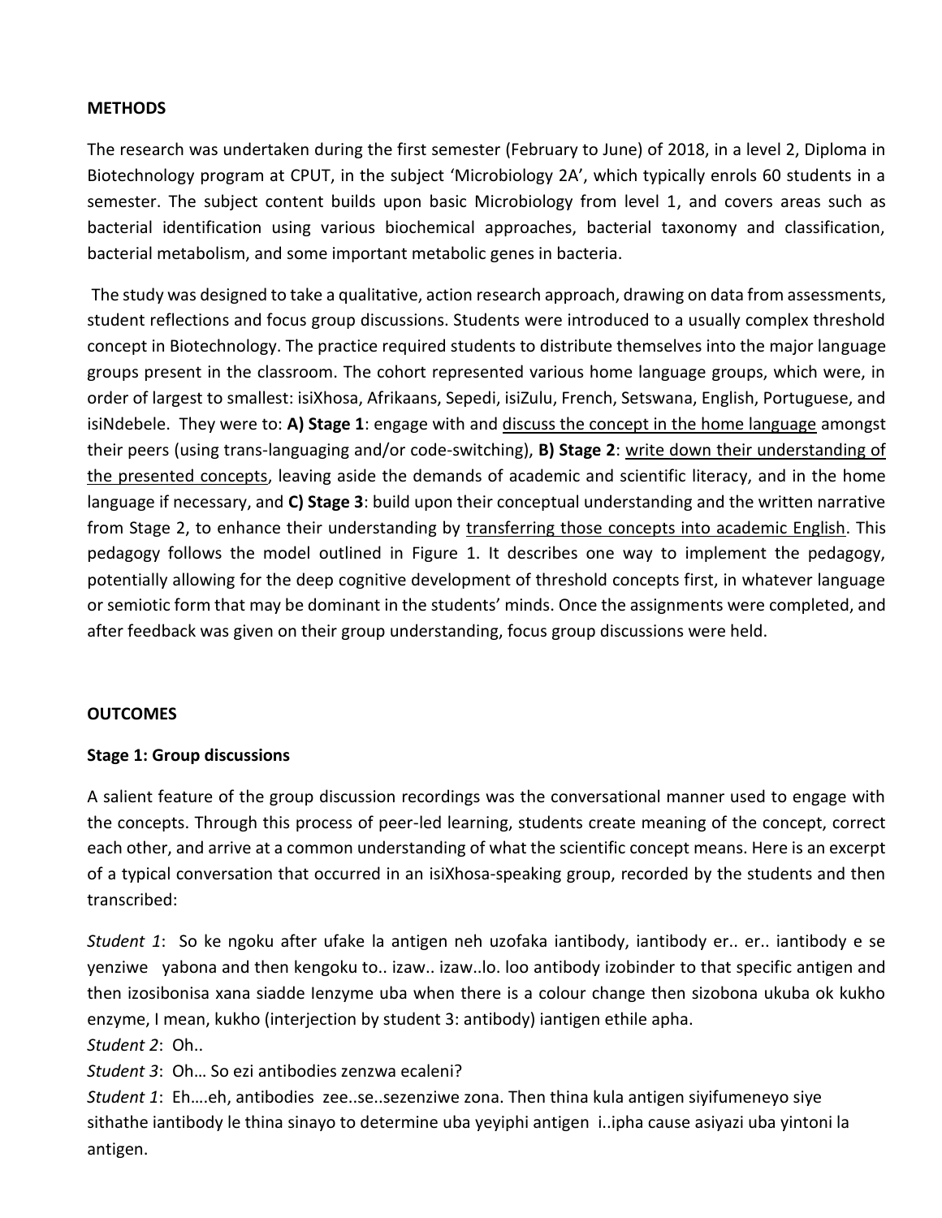**METHODS**

The research was undertaken during the first semester (February to June) of 2018, in a level 2, Diploma in Biotechnology program at CPUT, in the subject 'Microbiology 2A', which typically enrols 60 students in a semester. The subject content builds upon basic Microbiology from level 1, and covers areas such as bacterial identification using various biochemical approaches, bacterial taxonomy and classification, bacterial metabolism, and some important metabolic genes in bacteria.

The study was designed to take a qualitative, action research approach, drawing on data from assessments, student reflections and focus group discussions. Students were introduced to a usually complex threshold concept in Biotechnology. The practice required students to distribute themselves into the major language groups present in the classroom. The cohort represented various home language groups, which were, in order of largest to smallest: isiXhosa, Afrikaans, Sepedi, isiZulu, French, Setswana, English, Portuguese, and isiNdebele. They were to: **A) Stage 1**: engage with and <u>discuss the concept in the home language</u> amongst their peers (using trans-languaging and/or code-switching), **B) Stage 2**: <u>write down their understanding of the presented concepts</u>, leaving aside the demands of academic and scientific literacy, and in the home language if necessary, and **C) Stage 3**: build upon their conceptual understanding and the written narrative from Stage 2, to enhance their understanding by <u>transferring those concepts into academic English</u>. This pedagogy follows the model outlined in Figure 1. It describes one way to implement the pedagogy, potentially allowing for the deep cognitive development of threshold concepts first, in whatever language or semiotic form that may be dominant in the students' minds. Once the assignments were completed, and after feedback was given on their group understanding, focus group discussions were held.

**OUTCOMES**

**Stage 1: Group discussions**

A salient feature of the group discussion recordings was the conversational manner used to engage with the concepts. Through this process of peer-led learning, students create meaning of the concept, correct each other, and arrive at a common understanding of what the scientific concept means. Here is an excerpt of a typical conversation that occurred in an isiXhosa-speaking group, recorded by the students and then transcribed:

*Student 1*: So ke ngoku after ufake la antigen neh uzofaka iantibody, iantibody er.. er.. iantibody e se yenziwe yabona and then kengoku to.. izaw.. izaw..lo. loo antibody izobinder to that specific antigen and then izosibonisa xana siadde Ienzyme uba when there is a colour change then sizobona ukuba ok kukho enzyme, I mean, kukho (interjection by student 3: antibody) iantigen ethile apha.
*Student 2*: Oh..
*Student 3*: Oh… So ezi antibodies zenzwa ecaleni?
*Student 1*: Eh….eh, antibodies zee..se..sezenziwe zona. Then thina kula antigen siyifumeneyo siye sithathe iantibody le thina sinayo to determine uba yeyiphi antigen i..ipha cause asiyazi uba yintoni la antigen.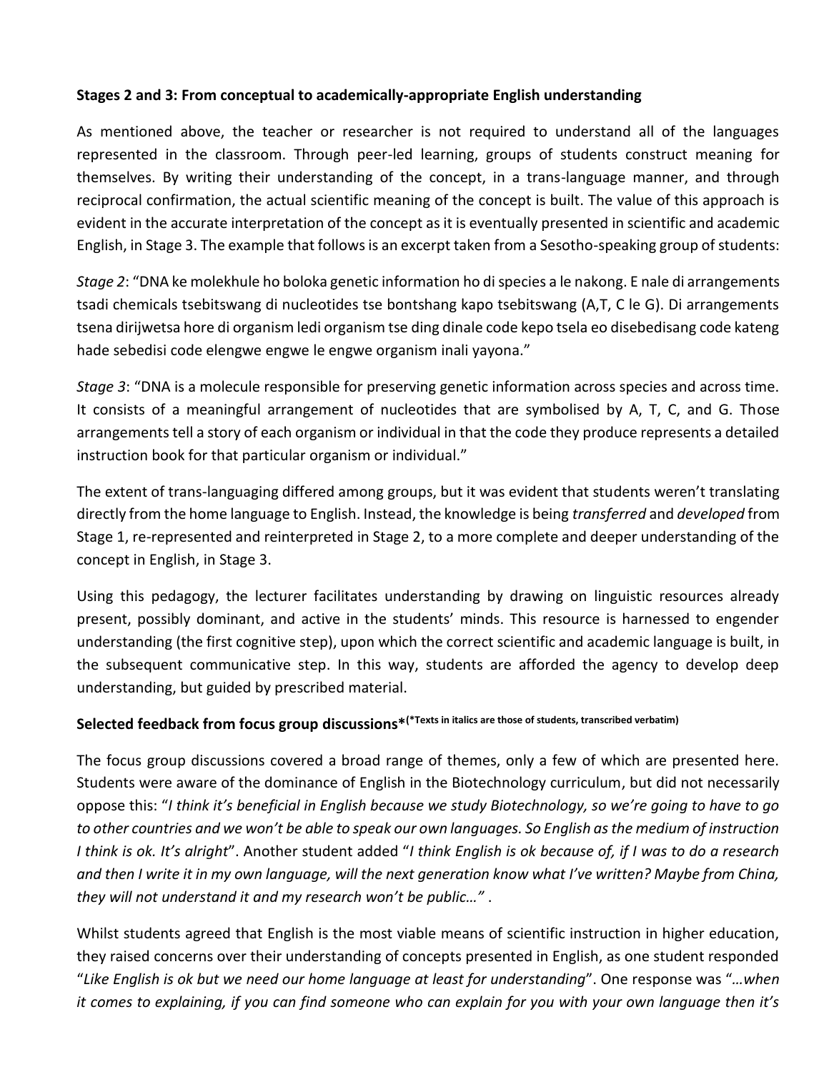**Stages 2 and 3: From conceptual to academically-appropriate English understanding**

As mentioned above, the teacher or researcher is not required to understand all of the languages represented in the classroom. Through peer-led learning, groups of students construct meaning for themselves. By writing their understanding of the concept, in a trans-language manner, and through reciprocal confirmation, the actual scientific meaning of the concept is built. The value of this approach is evident in the accurate interpretation of the concept as it is eventually presented in scientific and academic English, in Stage 3. The example that follows is an excerpt taken from a Sesotho-speaking group of students:

*Stage 2*: "DNA ke molekhule ho boloka genetic information ho di species a le nakong. E nale di arrangements tsadi chemicals tsebitswang di nucleotides tse bontshang kapo tsebitswang (A,T, C le G). Di arrangements tsena dirijwetsa hore di organism ledi organism tse ding dinale code kepo tsela eo disebedisang code kateng hade sebedisi code elengwe engwe le engwe organism inali yayona."

*Stage 3*: "DNA is a molecule responsible for preserving genetic information across species and across time. It consists of a meaningful arrangement of nucleotides that are symbolised by A, T, C, and G. Those arrangements tell a story of each organism or individual in that the code they produce represents a detailed instruction book for that particular organism or individual."

The extent of trans-languaging differed among groups, but it was evident that students weren't translating directly from the home language to English. Instead, the knowledge is being *transferred* and *developed* from Stage 1, re-represented and reinterpreted in Stage 2, to a more complete and deeper understanding of the concept in English, in Stage 3.

Using this pedagogy, the lecturer facilitates understanding by drawing on linguistic resources already present, possibly dominant, and active in the students' minds. This resource is harnessed to engender understanding (the first cognitive step), upon which the correct scientific and academic language is built, in the subsequent communicative step. In this way, students are afforded the agency to develop deep understanding, but guided by prescribed material.

**Selected feedback from focus group discussions*** **(*Texts in italics are those of students, transcribed verbatim)**

The focus group discussions covered a broad range of themes, only a few of which are presented here. Students were aware of the dominance of English in the Biotechnology curriculum, but did not necessarily oppose this: "*I think it's beneficial in English because we study Biotechnology, so we're going to have to go to other countries and we won't be able to speak our own languages. So English as the medium of instruction I think is ok. It's alright*". Another student added "*I think English is ok because of, if I was to do a research and then I write it in my own language, will the next generation know what I've written? Maybe from China, they will not understand it and my research won't be public…"* .

Whilst students agreed that English is the most viable means of scientific instruction in higher education, they raised concerns over their understanding of concepts presented in English, as one student responded "*Like English is ok but we need our home language at least for understanding*". One response was "*…when it comes to explaining, if you can find someone who can explain for you with your own language then it's*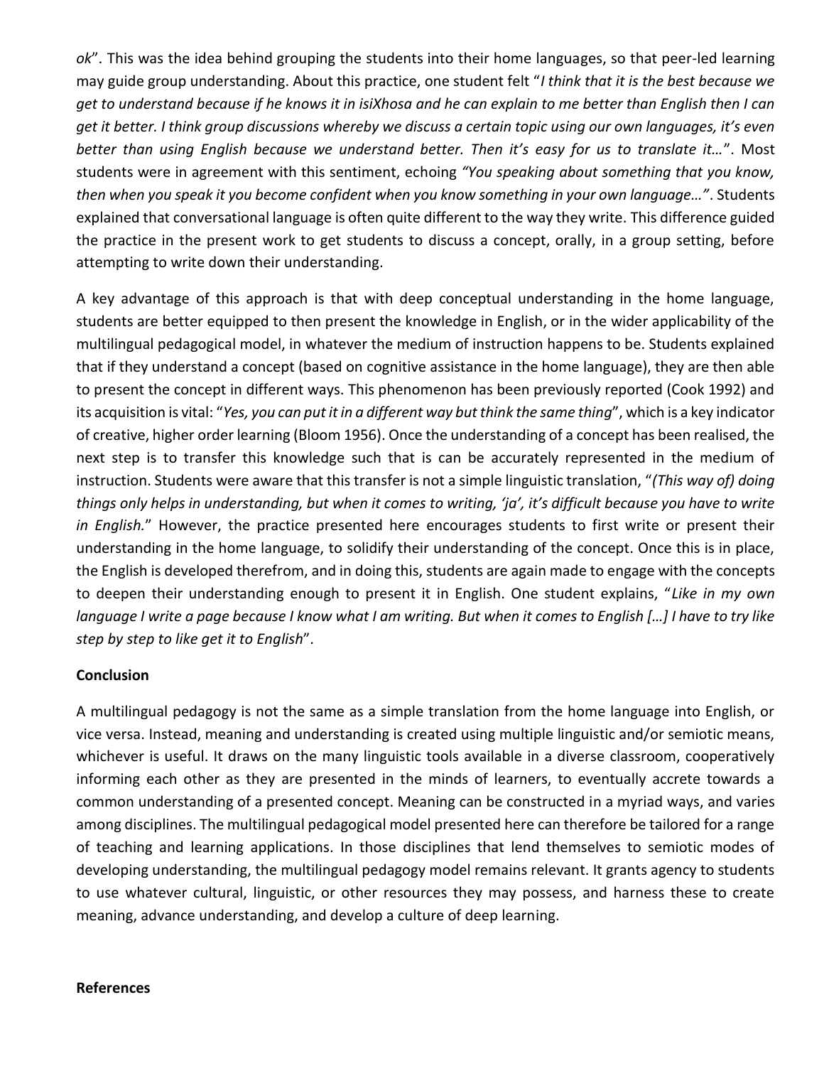*ok*". This was the idea behind grouping the students into their home languages, so that peer-led learning may guide group understanding. About this practice, one student felt "*I think that it is the best because we get to understand because if he knows it in isiXhosa and he can explain to me better than English then I can get it better. I think group discussions whereby we discuss a certain topic using our own languages, it's even better than using English because we understand better. Then it's easy for us to translate it…*". Most students were in agreement with this sentiment, echoing *"You speaking about something that you know, then when you speak it you become confident when you know something in your own language…"*. Students explained that conversational language is often quite different to the way they write. This difference guided the practice in the present work to get students to discuss a concept, orally, in a group setting, before attempting to write down their understanding.

A key advantage of this approach is that with deep conceptual understanding in the home language, students are better equipped to then present the knowledge in English, or in the wider applicability of the multilingual pedagogical model, in whatever the medium of instruction happens to be. Students explained that if they understand a concept (based on cognitive assistance in the home language), they are then able to present the concept in different ways. This phenomenon has been previously reported (Cook 1992) and its acquisition is vital: "*Yes, you can put it in a different way but think the same thing*", which is a key indicator of creative, higher order learning (Bloom 1956). Once the understanding of a concept has been realised, the next step is to transfer this knowledge such that is can be accurately represented in the medium of instruction. Students were aware that this transfer is not a simple linguistic translation, "*(This way of) doing things only helps in understanding, but when it comes to writing, 'ja', it's difficult because you have to write in English.*" However, the practice presented here encourages students to first write or present their understanding in the home language, to solidify their understanding of the concept. Once this is in place, the English is developed therefrom, and in doing this, students are again made to engage with the concepts to deepen their understanding enough to present it in English. One student explains, "*Like in my own language I write a page because I know what I am writing. But when it comes to English […] I have to try like step by step to like get it to English*".

**Conclusion**

A multilingual pedagogy is not the same as a simple translation from the home language into English, or vice versa. Instead, meaning and understanding is created using multiple linguistic and/or semiotic means, whichever is useful. It draws on the many linguistic tools available in a diverse classroom, cooperatively informing each other as they are presented in the minds of learners, to eventually accrete towards a common understanding of a presented concept. Meaning can be constructed in a myriad ways, and varies among disciplines. The multilingual pedagogical model presented here can therefore be tailored for a range of teaching and learning applications. In those disciplines that lend themselves to semiotic modes of developing understanding, the multilingual pedagogy model remains relevant. It grants agency to students to use whatever cultural, linguistic, or other resources they may possess, and harness these to create meaning, advance understanding, and develop a culture of deep learning.

**References**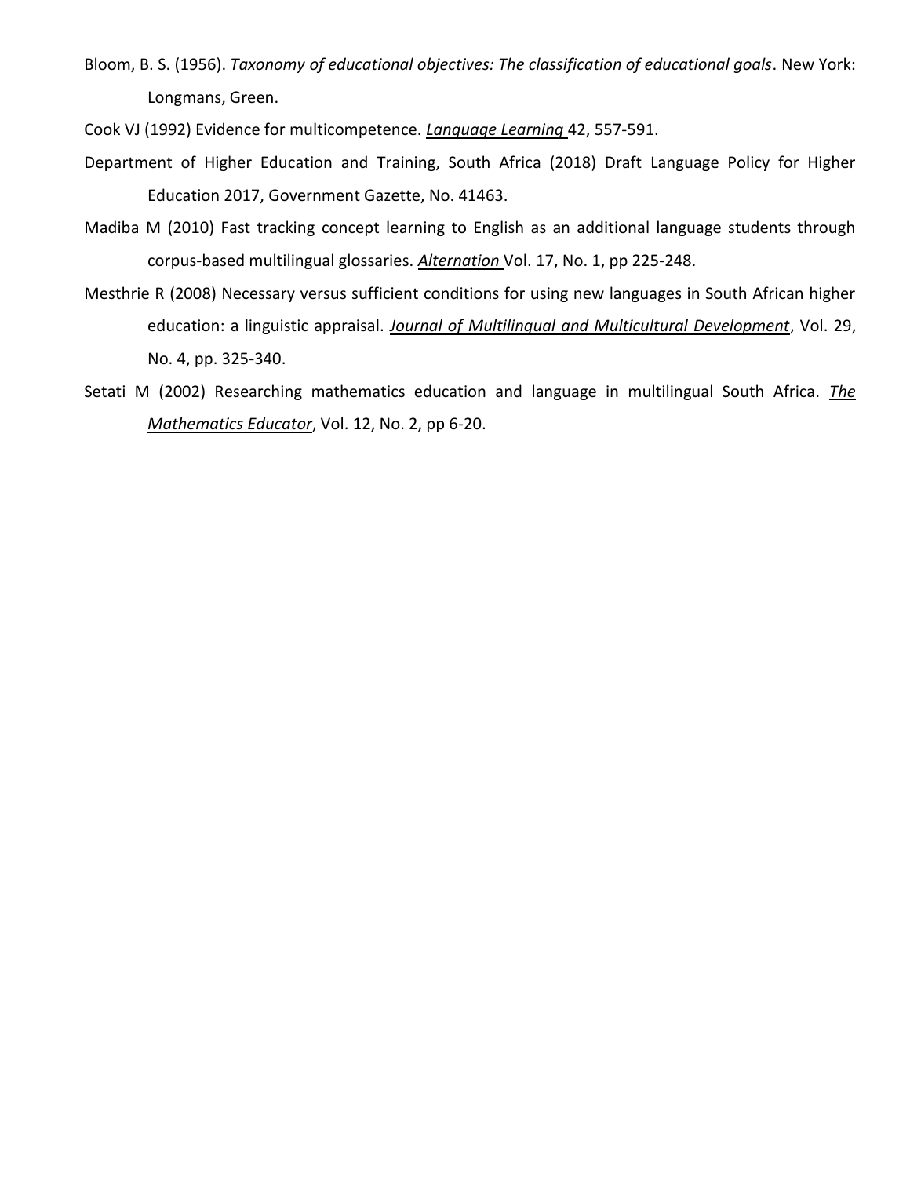Bloom, B. S. (1956). *Taxonomy of educational objectives: The classification of educational goals*. New York: Longmans, Green.

Cook VJ (1992) Evidence for multicompetence. ***Language Learning*** 42, 557-591.

Department of Higher Education and Training, South Africa (2018) Draft Language Policy for Higher Education 2017, Government Gazette, No. 41463.

Madiba M (2010) Fast tracking concept learning to English as an additional language students through corpus-based multilingual glossaries. ***Alternation*** Vol. 17, No. 1, pp 225-248.

Mesthrie R (2008) Necessary versus sufficient conditions for using new languages in South African higher education: a linguistic appraisal. ***Journal of Multilingual and Multicultural Development***, Vol. 29, No. 4, pp. 325-340.

Setati M (2002) Researching mathematics education and language in multilingual South Africa. ***The Mathematics Educator***, Vol. 12, No. 2, pp 6-20.